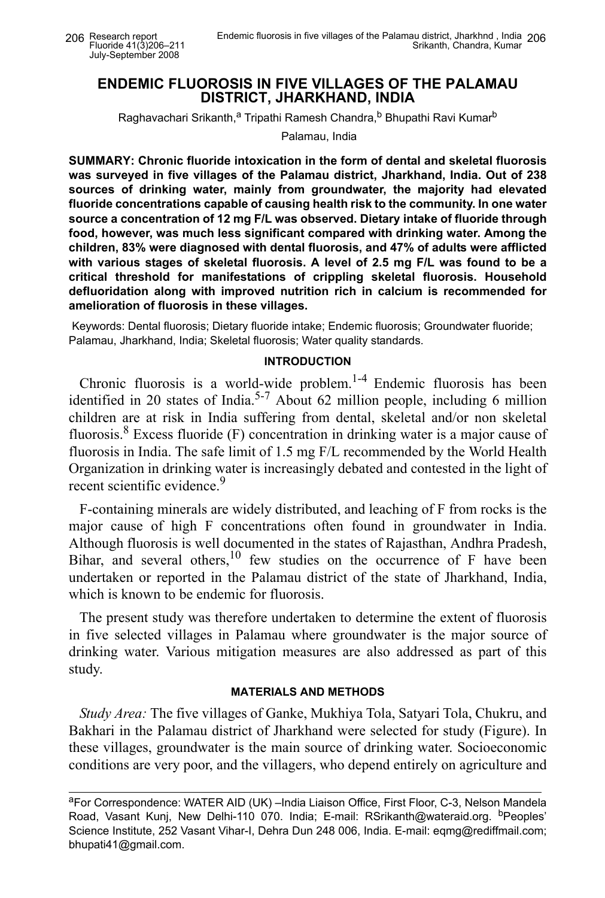# ENDEMIC FLUOROSIS IN FIVE VILLAGES OF THE PALAMAU DISTRICT, JHARKHAND, INDIA

Raghavachari Srikanth,[a] Tripathi Ramesh Chandra,[b] Bhupathi Ravi Kumar[b]

Palamau, India

**SUMMARY: Chronic fluoride intoxication in the form of dental and skeletal fluorosis was surveyed in five villages of the Palamau district, Jharkhand, India. Out of 238 sources of drinking water, mainly from groundwater, the majority had elevated fluoride concentrations capable of causing health risk to the community. In one water source a concentration of 12 mg F/L was observed. Dietary intake of fluoride through food, however, was much less significant compared with drinking water. Among the children, 83% were diagnosed with dental fluorosis, and 47% of adults were afflicted with various stages of skeletal fluorosis. A level of 2.5 mg F/L was found to be a critical threshold for manifestations of crippling skeletal fluorosis. Household defluoridation along with improved nutrition rich in calcium is recommended for amelioration of fluorosis in these villages.**

Keywords: Dental fluorosis; Dietary fluoride intake; Endemic fluorosis; Groundwater fluoride; Palamau, Jharkhand, India; Skeletal fluorosis; Water quality standards.

## INTRODUCTION

Chronic fluorosis is a world-wide problem.[1-4] Endemic fluorosis has been identified in 20 states of India.[5-7] About 62 million people, including 6 million children are at risk in India suffering from dental, skeletal and/or non skeletal fluorosis.[8] Excess fluoride (F) concentration in drinking water is a major cause of fluorosis in India. The safe limit of 1.5 mg F/L recommended by the World Health Organization in drinking water is increasingly debated and contested in the light of recent scientific evidence.[9]

F-containing minerals are widely distributed, and leaching of F from rocks is the major cause of high F concentrations often found in groundwater in India. Although fluorosis is well documented in the states of Rajasthan, Andhra Pradesh, Bihar, and several others,[10] few studies on the occurrence of F have been undertaken or reported in the Palamau district of the state of Jharkhand, India, which is known to be endemic for fluorosis.

The present study was therefore undertaken to determine the extent of fluorosis in five selected villages in Palamau where groundwater is the major source of drinking water. Various mitigation measures are also addressed as part of this study.

## MATERIALS AND METHODS

*Study Area:* The five villages of Ganke, Mukhiya Tola, Satyari Tola, Chukru, and Bakhari in the Palamau district of Jharkhand were selected for study (Figure). In these villages, groundwater is the main source of drinking water. Socioeconomic conditions are very poor, and the villagers, who depend entirely on agriculture and

---

[a]For Correspondence: WATER AID (UK) –India Liaison Office, First Floor, C-3, Nelson Mandela Road, Vasant Kunj, New Delhi-110 070. India; E-mail: RSrikanth@wateraid.org. [b]Peoples' Science Institute, 252 Vasant Vihar-I, Dehra Dun 248 006, India. E-mail: eqmg@rediffmail.com; bhupati41@gmail.com.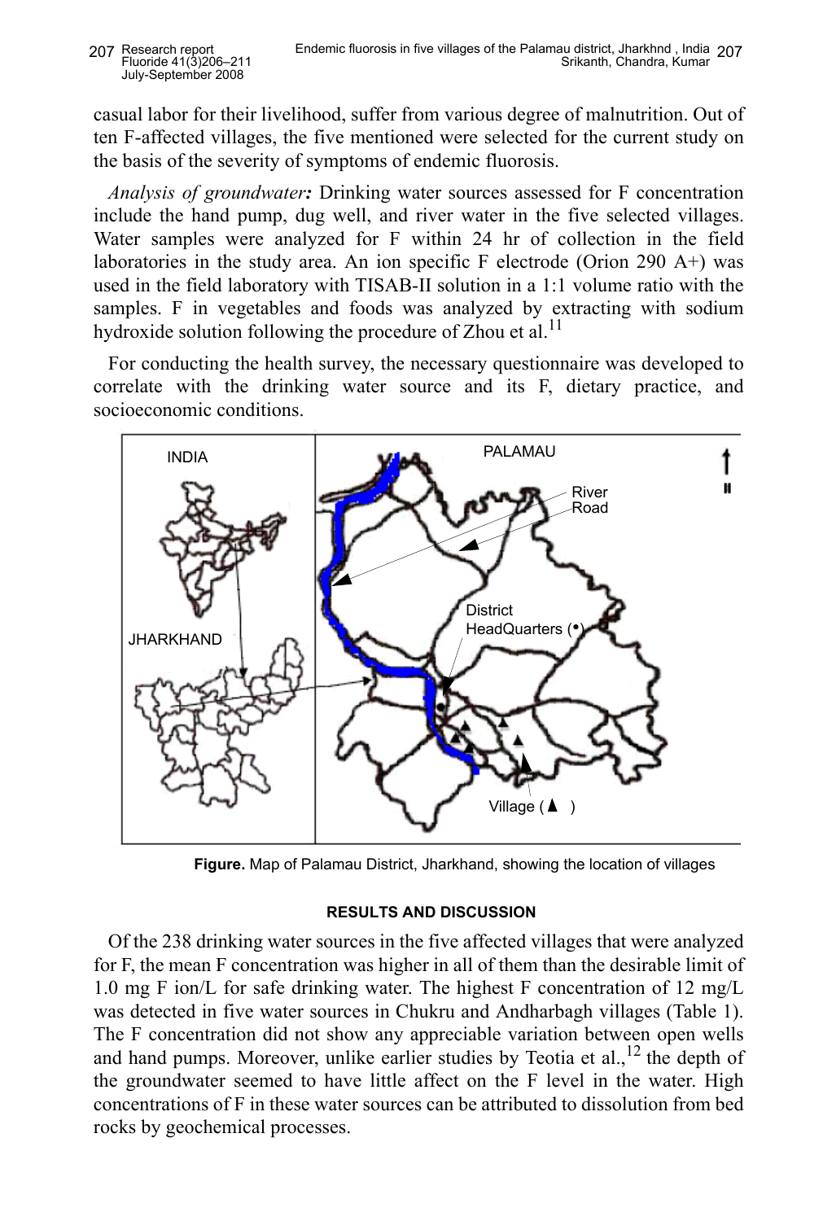casual labor for their livelihood, suffer from various degree of malnutrition. Out of ten F-affected villages, the five mentioned were selected for the current study on the basis of the severity of symptoms of endemic fluorosis.

*Analysis of groundwater:* Drinking water sources assessed for F concentration include the hand pump, dug well, and river water in the five selected villages. Water samples were analyzed for F within 24 hr of collection in the field laboratories in the study area. An ion specific F electrode (Orion 290 A+) was used in the field laboratory with TISAB-II solution in a 1:1 volume ratio with the samples. F in vegetables and foods was analyzed by extracting with sodium hydroxide solution following the procedure of Zhou et al.[11]

For conducting the health survey, the necessary questionnaire was developed to correlate with the drinking water source and its F, dietary practice, and socioeconomic conditions.

INDIA

JHARKHAND

PALAMAU

River

Road

District HeadQuarters (•)

Village (▲ )

**Figure.** Map of Palamau District, Jharkhand, showing the location of villages

## RESULTS AND DISCUSSION

Of the 238 drinking water sources in the five affected villages that were analyzed for F, the mean F concentration was higher in all of them than the desirable limit of 1.0 mg F ion/L for safe drinking water. The highest F concentration of 12 mg/L was detected in five water sources in Chukru and Andharbagh villages (Table 1). The F concentration did not show any appreciable variation between open wells and hand pumps. Moreover, unlike earlier studies by Teotia et al.,[12] the depth of the groundwater seemed to have little affect on the F level in the water. High concentrations of F in these water sources can be attributed to dissolution from bed rocks by geochemical processes.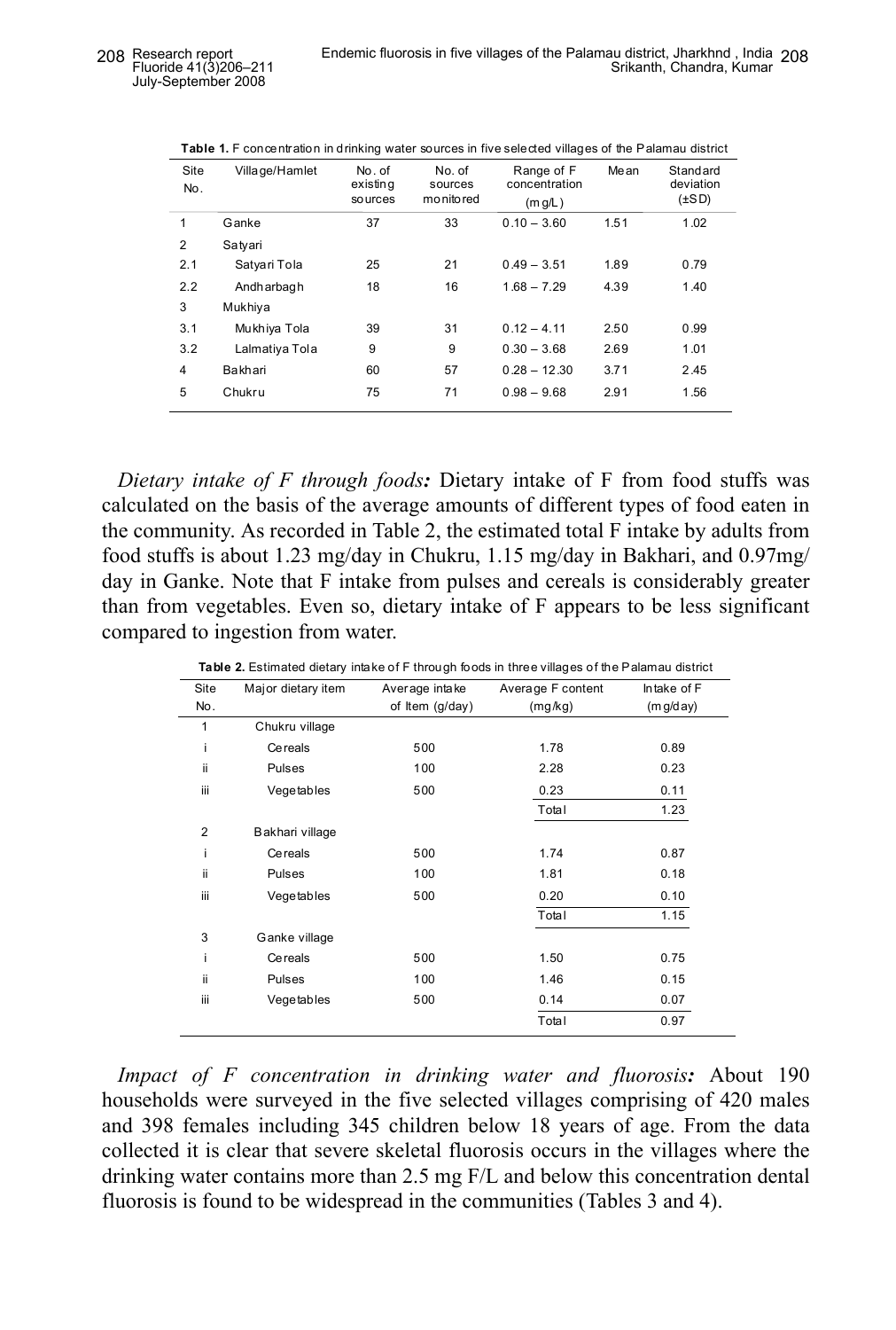**Table 1.** F concentration in drinking water sources in five selected villages of the Palamau district

| Site No. | Village/Hamlet | No. of existing sources | No. of sources monitored | Range of F concentration (mg/L) | Mean | Standard deviation (±SD) |
|---|---|---|---|---|---|---|
| 1 | Ganke | 37 | 33 | 0.10 – 3.60 | 1.51 | 1.02 |
| 2 | Satyari | | | | | |
| 2.1 | Satyari Tola | 25 | 21 | 0.49 – 3.51 | 1.89 | 0.79 |
| 2.2 | Andharbagh | 18 | 16 | 1.68 – 7.29 | 4.39 | 1.40 |
| 3 | Mukhiya | | | | | |
| 3.1 | Mukhiya Tola | 39 | 31 | 0.12 – 4.11 | 2.50 | 0.99 |
| 3.2 | Lalmatiya Tola | 9 | 9 | 0.30 – 3.68 | 2.69 | 1.01 |
| 4 | Bakhari | 60 | 57 | 0.28 – 12.30 | 3.71 | 2.45 |
| 5 | Chukru | 75 | 71 | 0.98 – 9.68 | 2.91 | 1.56 |

*Dietary intake of F through foods:* Dietary intake of F from food stuffs was calculated on the basis of the average amounts of different types of food eaten in the community. As recorded in Table 2, the estimated total F intake by adults from food stuffs is about 1.23 mg/day in Chukru, 1.15 mg/day in Bakhari, and 0.97mg/day in Ganke. Note that F intake from pulses and cereals is considerably greater than from vegetables. Even so, dietary intake of F appears to be less significant compared to ingestion from water.

**Table 2.** Estimated dietary intake of F through foods in three villages of the Palamau district

| Site No. | Major dietary item | Average intake of Item (g/day) | Average F content (mg/kg) | Intake of F (mg/day) |
|---|---|---|---|---|
| 1 | Chukru village | | | |
| i | Cereals | 500 | 1.78 | 0.89 |
| ii | Pulses | 100 | 2.28 | 0.23 |
| iii | Vegetables | 500 | 0.23 | 0.11 |
| | | | Total | 1.23 |
| 2 | Bakhari village | | | |
| i | Cereals | 500 | 1.74 | 0.87 |
| ii | Pulses | 100 | 1.81 | 0.18 |
| iii | Vegetables | 500 | 0.20 | 0.10 |
| | | | Total | 1.15 |
| 3 | Ganke village | | | |
| i | Cereals | 500 | 1.50 | 0.75 |
| ii | Pulses | 100 | 1.46 | 0.15 |
| iii | Vegetables | 500 | 0.14 | 0.07 |
| | | | Total | 0.97 |

*Impact of F concentration in drinking water and fluorosis:* About 190 households were surveyed in the five selected villages comprising of 420 males and 398 females including 345 children below 18 years of age. From the data collected it is clear that severe skeletal fluorosis occurs in the villages where the drinking water contains more than 2.5 mg F/L and below this concentration dental fluorosis is found to be widespread in the communities (Tables 3 and 4).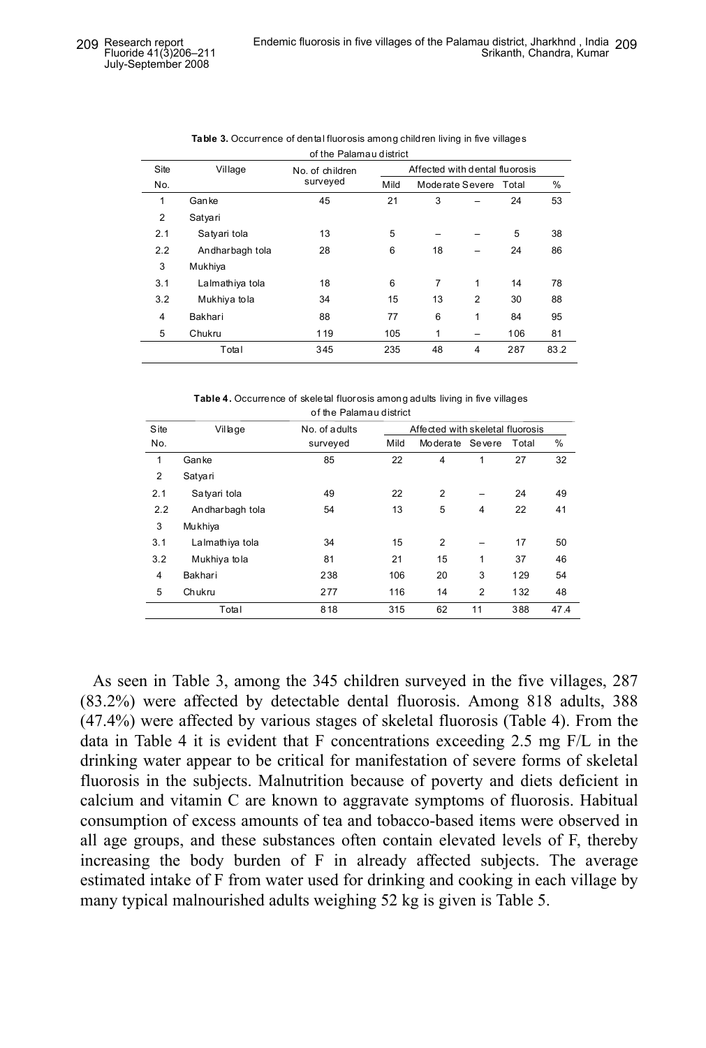**Table 3.** Occurrence of dental fluorosis among children living in five villages of the Palamau district

| Site No. | Village | No. of children surveyed | Affected with dental fluorosis | | | | |
|---|---|---|---|---|---|---|---|
| | | | Mild | Moderate | Severe | Total | % |
| 1 | Ganke | 45 | 21 | 3 | – | 24 | 53 |
| 2 | Satyari | | | | | | |
| 2.1 | Satyari tola | 13 | 5 | – | – | 5 | 38 |
| 2.2 | Andharbagh tola | 28 | 6 | 18 | – | 24 | 86 |
| 3 | Mukhiya | | | | | | |
| 3.1 | Lalmathiya tola | 18 | 6 | 7 | 1 | 14 | 78 |
| 3.2 | Mukhiya tola | 34 | 15 | 13 | 2 | 30 | 88 |
| 4 | Bakhari | 88 | 77 | 6 | 1 | 84 | 95 |
| 5 | Chukru | 119 | 105 | 1 | – | 106 | 81 |
| | Total | 345 | 235 | 48 | 4 | 287 | 83.2 |

**Table 4.** Occurrence of skeletal fluorosis among adults living in five villages of the Palamau district

| Site No. | Village | No. of adults surveyed | Affected with skeletal fluorosis | | | | |
|---|---|---|---|---|---|---|---|
| | | | Mild | Moderate | Severe | Total | % |
| 1 | Ganke | 85 | 22 | 4 | 1 | 27 | 32 |
| 2 | Satyari | | | | | | |
| 2.1 | Satyari tola | 49 | 22 | 2 | – | 24 | 49 |
| 2.2 | Andharbagh tola | 54 | 13 | 5 | 4 | 22 | 41 |
| 3 | Mukhiya | | | | | | |
| 3.1 | Lalmathiya tola | 34 | 15 | 2 | – | 17 | 50 |
| 3.2 | Mukhiya tola | 81 | 21 | 15 | 1 | 37 | 46 |
| 4 | Bakhari | 238 | 106 | 20 | 3 | 129 | 54 |
| 5 | Chukru | 277 | 116 | 14 | 2 | 132 | 48 |
| | Total | 818 | 315 | 62 | 11 | 388 | 47.4 |

As seen in Table 3, among the 345 children surveyed in the five villages, 287 (83.2%) were affected by detectable dental fluorosis. Among 818 adults, 388 (47.4%) were affected by various stages of skeletal fluorosis (Table 4). From the data in Table 4 it is evident that F concentrations exceeding 2.5 mg F/L in the drinking water appear to be critical for manifestation of severe forms of skeletal fluorosis in the subjects. Malnutrition because of poverty and diets deficient in calcium and vitamin C are known to aggravate symptoms of fluorosis. Habitual consumption of excess amounts of tea and tobacco-based items were observed in all age groups, and these substances often contain elevated levels of F, thereby increasing the body burden of F in already affected subjects. The average estimated intake of F from water used for drinking and cooking in each village by many typical malnourished adults weighing 52 kg is given is Table 5.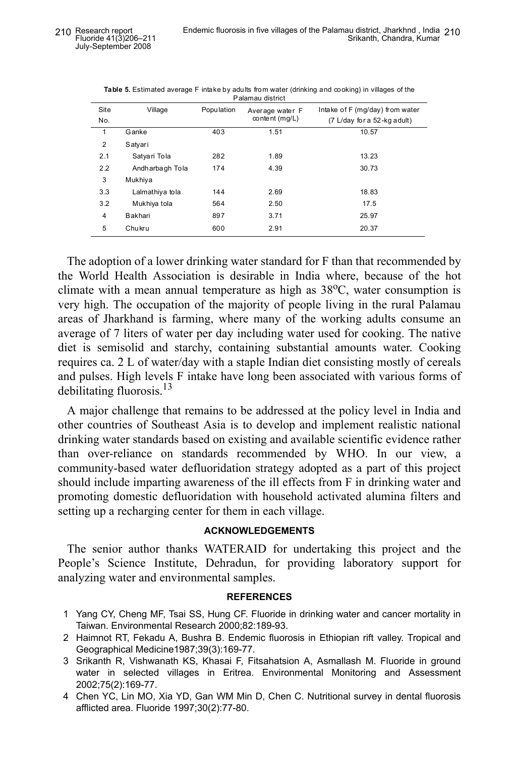**Table 5.** Estimated average F intake by adults from water (drinking and cooking) in villages of the Palamau district

| Site No. | Village | Population | Average water F content (mg/L) | Intake of F (mg/day) from water (7 L/day for a 52-kg adult) |
|---|---|---|---|---|
| 1 | Ganke | 403 | 1.51 | 10.57 |
| 2 | Satyari | | | |
| 2.1 | Satyari Tola | 282 | 1.89 | 13.23 |
| 2.2 | Andharbagh Tola | 174 | 4.39 | 30.73 |
| 3 | Mukhiya | | | |
| 3.3 | Lalmathiya tola | 144 | 2.69 | 18.83 |
| 3.2 | Mukhiya tola | 564 | 2.50 | 17.5 |
| 4 | Bakhari | 897 | 3.71 | 25.97 |
| 5 | Chukru | 600 | 2.91 | 20.37 |

The adoption of a lower drinking water standard for F than that recommended by the World Health Association is desirable in India where, because of the hot climate with a mean annual temperature as high as 38°C, water consumption is very high. The occupation of the majority of people living in the rural Palamau areas of Jharkhand is farming, where many of the working adults consume an average of 7 liters of water per day including water used for cooking. The native diet is semisolid and starchy, containing substantial amounts water. Cooking requires ca. 2 L of water/day with a staple Indian diet consisting mostly of cereals and pulses. High levels F intake have long been associated with various forms of debilitating fluorosis.[13]

A major challenge that remains to be addressed at the policy level in India and other countries of Southeast Asia is to develop and implement realistic national drinking water standards based on existing and available scientific evidence rather than over-reliance on standards recommended by WHO. In our view, a community-based water defluoridation strategy adopted as a part of this project should include imparting awareness of the ill effects from F in drinking water and promoting domestic defluoridation with household activated alumina filters and setting up a recharging center for them in each village.

## ACKNOWLEDGEMENTS

The senior author thanks WATERAID for undertaking this project and the People's Science Institute, Dehradun, for providing laboratory support for analyzing water and environmental samples.

## REFERENCES

1. Yang CY, Cheng MF, Tsai SS, Hung CF. Fluoride in drinking water and cancer mortality in Taiwan. Environmental Research 2000;82:189-93.
2. Haimnot RT, Fekadu A, Bushra B. Endemic fluorosis in Ethiopian rift valley. Tropical and Geographical Medicine1987;39(3):169-77.
3. Srikanth R, Vishwanath KS, Khasai F, Fitsahatsion A, Asmallash M. Fluoride in ground water in selected villages in Eritrea. Environmental Monitoring and Assessment 2002;75(2):169-77.
4. Chen YC, Lin MO, Xia YD, Gan WM Min D, Chen C. Nutritional survey in dental fluorosis afflicted area. Fluoride 1997;30(2):77-80.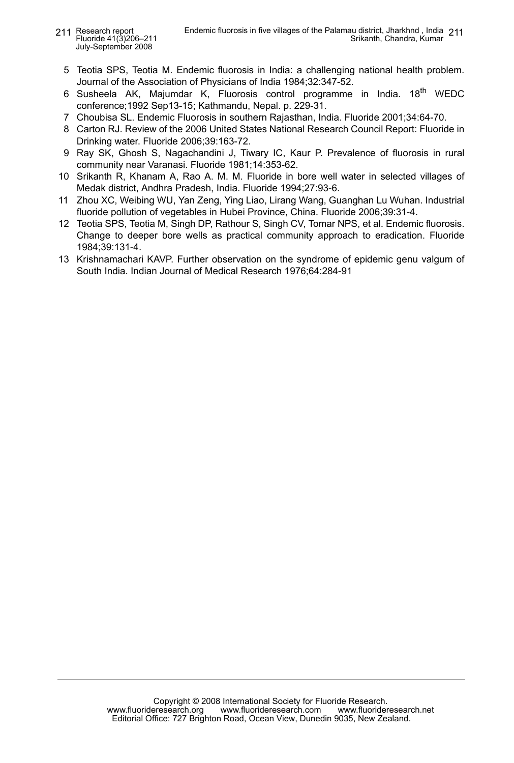5. Teotia SPS, Teotia M. Endemic fluorosis in India: a challenging national health problem. Journal of the Association of Physicians of India 1984;32:347-52.
6. Susheela AK, Majumdar K, Fluorosis control programme in India. 18th WEDC conference;1992 Sep13-15; Kathmandu, Nepal. p. 229-31.
7. Choubisa SL. Endemic Fluorosis in southern Rajasthan, India. Fluoride 2001;34:64-70.
8. Carton RJ. Review of the 2006 United States National Research Council Report: Fluoride in Drinking water. Fluoride 2006;39:163-72.
9. Ray SK, Ghosh S, Nagachandini J, Tiwary IC, Kaur P. Prevalence of fluorosis in rural community near Varanasi. Fluoride 1981;14:353-62.
10. Srikanth R, Khanam A, Rao A. M. M. Fluoride in bore well water in selected villages of Medak district, Andhra Pradesh, India. Fluoride 1994;27:93-6.
11. Zhou XC, Weibing WU, Yan Zeng, Ying Liao, Lirang Wang, Guanghan Lu Wuhan. Industrial fluoride pollution of vegetables in Hubei Province, China. Fluoride 2006;39:31-4.
12. Teotia SPS, Teotia M, Singh DP, Rathour S, Singh CV, Tomar NPS, et al. Endemic fluorosis. Change to deeper bore wells as practical community approach to eradication. Fluoride 1984;39:131-4.
13. Krishnamachari KAVP. Further observation on the syndrome of epidemic genu valgum of South India. Indian Journal of Medical Research 1976;64:284-91

Copyright © 2008 International Society for Fluoride Research.
www.fluorideresearch.org www.fluorideresearch.com www.fluorideresearch.net
Editorial Office: 727 Brighton Road, Ocean View, Dunedin 9035, New Zealand.